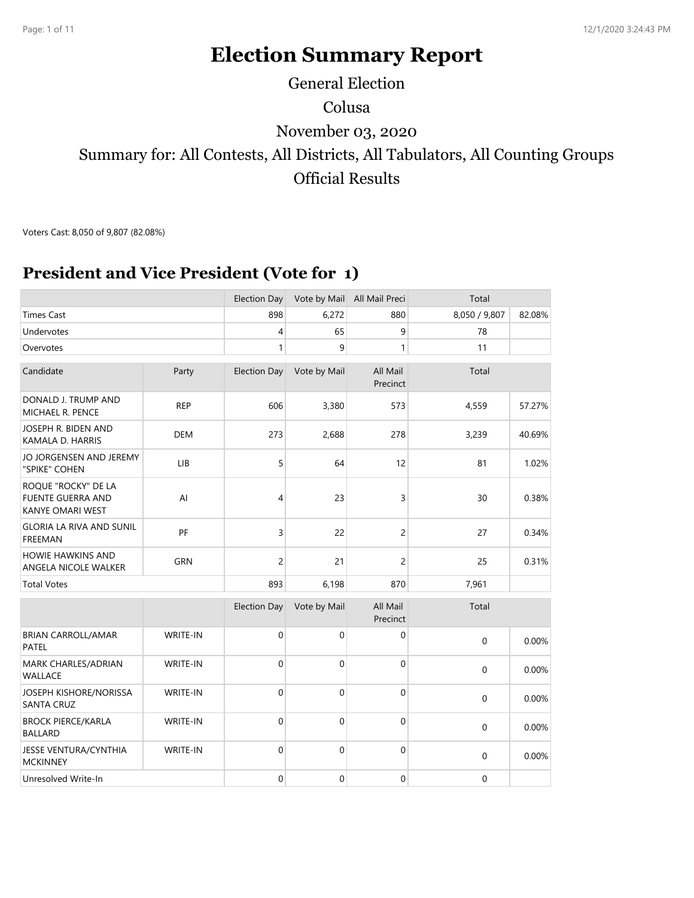# Election Summary Report

General Election

Colusa

November 03, 2020

Summary for: All Contests, All Districts, All Tabulators, All Counting Groups

Official Results

Voters Cast: 8,050 of 9,807 (82.08%)

## President and Vice President (Vote for 1)

| | Election Day | Vote by Mail | All Mail Preci | Total | |
|---|---|---|---|---|---|
| Times Cast | 898 | 6,272 | 880 | 8,050 / 9,807 | 82.08% |
| Undervotes | 4 | 65 | 9 | 78 | |
| Overvotes | 1 | 9 | 1 | 11 | |

| Candidate | Party | Election Day | Vote by Mail | All Mail Precinct | Total | |
|---|---|---|---|---|---|---|
| DONALD J. TRUMP AND MICHAEL R. PENCE | REP | 606 | 3,380 | 573 | 4,559 | 57.27% |
| JOSEPH R. BIDEN AND KAMALA D. HARRIS | DEM | 273 | 2,688 | 278 | 3,239 | 40.69% |
| JO JORGENSEN AND JEREMY "SPIKE" COHEN | LIB | 5 | 64 | 12 | 81 | 1.02% |
| ROQUE "ROCKY" DE LA FUENTE GUERRA AND KANYE OMARI WEST | AI | 4 | 23 | 3 | 30 | 0.38% |
| GLORIA LA RIVA AND SUNIL FREEMAN | PF | 3 | 22 | 2 | 27 | 0.34% |
| HOWIE HAWKINS AND ANGELA NICOLE WALKER | GRN | 2 | 21 | 2 | 25 | 0.31% |
| Total Votes | | 893 | 6,198 | 870 | 7,961 | |

| | | Election Day | Vote by Mail | All Mail Precinct | Total | |
|---|---|---|---|---|---|---|
| BRIAN CARROLL/AMAR PATEL | WRITE-IN | 0 | 0 | 0 | 0 | 0.00% |
| MARK CHARLES/ADRIAN WALLACE | WRITE-IN | 0 | 0 | 0 | 0 | 0.00% |
| JOSEPH KISHORE/NORISSA SANTA CRUZ | WRITE-IN | 0 | 0 | 0 | 0 | 0.00% |
| BROCK PIERCE/KARLA BALLARD | WRITE-IN | 0 | 0 | 0 | 0 | 0.00% |
| JESSE VENTURA/CYNTHIA MCKINNEY | WRITE-IN | 0 | 0 | 0 | 0 | 0.00% |
| Unresolved Write-In | | 0 | 0 | 0 | 0 | |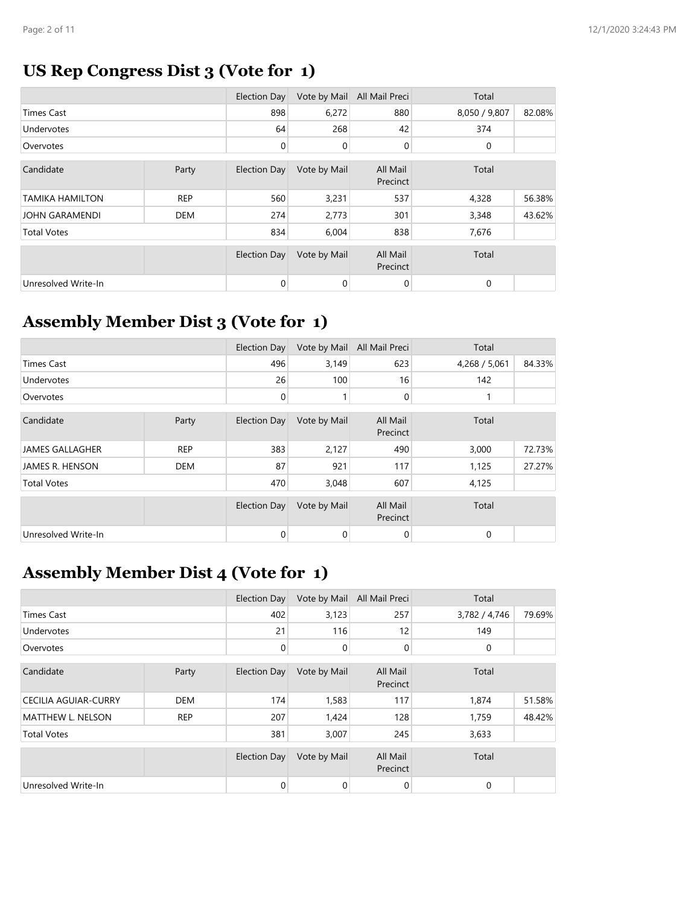## US Rep Congress Dist 3 (Vote for 1)

| | Election Day | Vote by Mail | All Mail Preci | Total | |
|---|---|---|---|---|---|
| Times Cast | 898 | 6,272 | 880 | 8,050 / 9,807 | 82.08% |
| Undervotes | 64 | 268 | 42 | 374 | |
| Overvotes | 0 | 0 | 0 | 0 | |

| Candidate | Party | Election Day | Vote by Mail | All Mail Precinct | Total | |
|---|---|---|---|---|---|---|
| TAMIKA HAMILTON | REP | 560 | 3,231 | 537 | 4,328 | 56.38% |
| JOHN GARAMENDI | DEM | 274 | 2,773 | 301 | 3,348 | 43.62% |
| Total Votes | | 834 | 6,004 | 838 | 7,676 | |

| | | Election Day | Vote by Mail | All Mail Precinct | Total | |
|---|---|---|---|---|---|---|
| Unresolved Write-In | | 0 | 0 | 0 | 0 | |

## Assembly Member Dist 3 (Vote for 1)

| | Election Day | Vote by Mail | All Mail Preci | Total | |
|---|---|---|---|---|---|
| Times Cast | 496 | 3,149 | 623 | 4,268 / 5,061 | 84.33% |
| Undervotes | 26 | 100 | 16 | 142 | |
| Overvotes | 0 | 1 | 0 | 1 | |

| Candidate | Party | Election Day | Vote by Mail | All Mail Precinct | Total | |
|---|---|---|---|---|---|---|
| JAMES GALLAGHER | REP | 383 | 2,127 | 490 | 3,000 | 72.73% |
| JAMES R. HENSON | DEM | 87 | 921 | 117 | 1,125 | 27.27% |
| Total Votes | | 470 | 3,048 | 607 | 4,125 | |

| | | Election Day | Vote by Mail | All Mail Precinct | Total | |
|---|---|---|---|---|---|---|
| Unresolved Write-In | | 0 | 0 | 0 | 0 | |

## Assembly Member Dist 4 (Vote for 1)

| | Election Day | Vote by Mail | All Mail Preci | Total | |
|---|---|---|---|---|---|
| Times Cast | 402 | 3,123 | 257 | 3,782 / 4,746 | 79.69% |
| Undervotes | 21 | 116 | 12 | 149 | |
| Overvotes | 0 | 0 | 0 | 0 | |

| Candidate | Party | Election Day | Vote by Mail | All Mail Precinct | Total | |
|---|---|---|---|---|---|---|
| CECILIA AGUIAR-CURRY | DEM | 174 | 1,583 | 117 | 1,874 | 51.58% |
| MATTHEW L. NELSON | REP | 207 | 1,424 | 128 | 1,759 | 48.42% |
| Total Votes | | 381 | 3,007 | 245 | 3,633 | |

| | | Election Day | Vote by Mail | All Mail Precinct | Total | |
|---|---|---|---|---|---|---|
| Unresolved Write-In | | 0 | 0 | 0 | 0 | |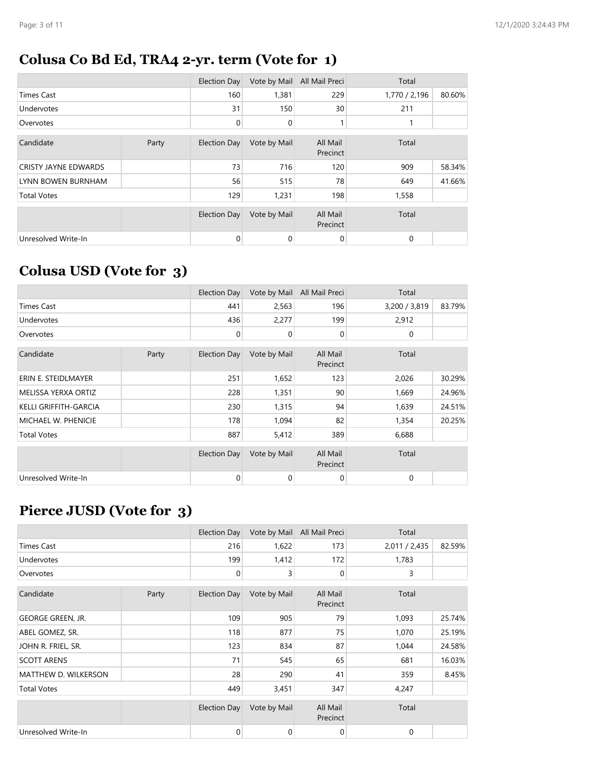## Colusa Co Bd Ed, TRA4 2-yr. term (Vote for 1)

| | | Election Day | Vote by Mail | All Mail Preci | Total | |
|---|---|---|---|---|---|---|
| Times Cast | | 160 | 1,381 | 229 | 1,770 / 2,196 | 80.60% |
| Undervotes | | 31 | 150 | 30 | 211 | |
| Overvotes | | 0 | 0 | 1 | 1 | |

| Candidate | Party | Election Day | Vote by Mail | All Mail Precinct | Total | |
|---|---|---|---|---|---|---|
| CRISTY JAYNE EDWARDS | | 73 | 716 | 120 | 909 | 58.34% |
| LYNN BOWEN BURNHAM | | 56 | 515 | 78 | 649 | 41.66% |
| Total Votes | | 129 | 1,231 | 198 | 1,558 | |

| | | Election Day | Vote by Mail | All Mail Precinct | Total | |
|---|---|---|---|---|---|---|
| Unresolved Write-In | | 0 | 0 | 0 | 0 | |

## Colusa USD (Vote for 3)

| | | Election Day | Vote by Mail | All Mail Preci | Total | |
|---|---|---|---|---|---|---|
| Times Cast | | 441 | 2,563 | 196 | 3,200 / 3,819 | 83.79% |
| Undervotes | | 436 | 2,277 | 199 | 2,912 | |
| Overvotes | | 0 | 0 | 0 | 0 | |

| Candidate | Party | Election Day | Vote by Mail | All Mail Precinct | Total | |
|---|---|---|---|---|---|---|
| ERIN E. STEIDLMAYER | | 251 | 1,652 | 123 | 2,026 | 30.29% |
| MELISSA YERXA ORTIZ | | 228 | 1,351 | 90 | 1,669 | 24.96% |
| KELLI GRIFFITH-GARCIA | | 230 | 1,315 | 94 | 1,639 | 24.51% |
| MICHAEL W. PHENICIE | | 178 | 1,094 | 82 | 1,354 | 20.25% |
| Total Votes | | 887 | 5,412 | 389 | 6,688 | |

| | | Election Day | Vote by Mail | All Mail Precinct | Total | |
|---|---|---|---|---|---|---|
| Unresolved Write-In | | 0 | 0 | 0 | 0 | |

## Pierce JUSD (Vote for 3)

| | | Election Day | Vote by Mail | All Mail Preci | Total | |
|---|---|---|---|---|---|---|
| Times Cast | | 216 | 1,622 | 173 | 2,011 / 2,435 | 82.59% |
| Undervotes | | 199 | 1,412 | 172 | 1,783 | |
| Overvotes | | 0 | 3 | 0 | 3 | |

| Candidate | Party | Election Day | Vote by Mail | All Mail Precinct | Total | |
|---|---|---|---|---|---|---|
| GEORGE GREEN, JR. | | 109 | 905 | 79 | 1,093 | 25.74% |
| ABEL GOMEZ, SR. | | 118 | 877 | 75 | 1,070 | 25.19% |
| JOHN R. FRIEL, SR. | | 123 | 834 | 87 | 1,044 | 24.58% |
| SCOTT ARENS | | 71 | 545 | 65 | 681 | 16.03% |
| MATTHEW D. WILKERSON | | 28 | 290 | 41 | 359 | 8.45% |
| Total Votes | | 449 | 3,451 | 347 | 4,247 | |

| | | Election Day | Vote by Mail | All Mail Precinct | Total | |
|---|---|---|---|---|---|---|
| Unresolved Write-In | | 0 | 0 | 0 | 0 | |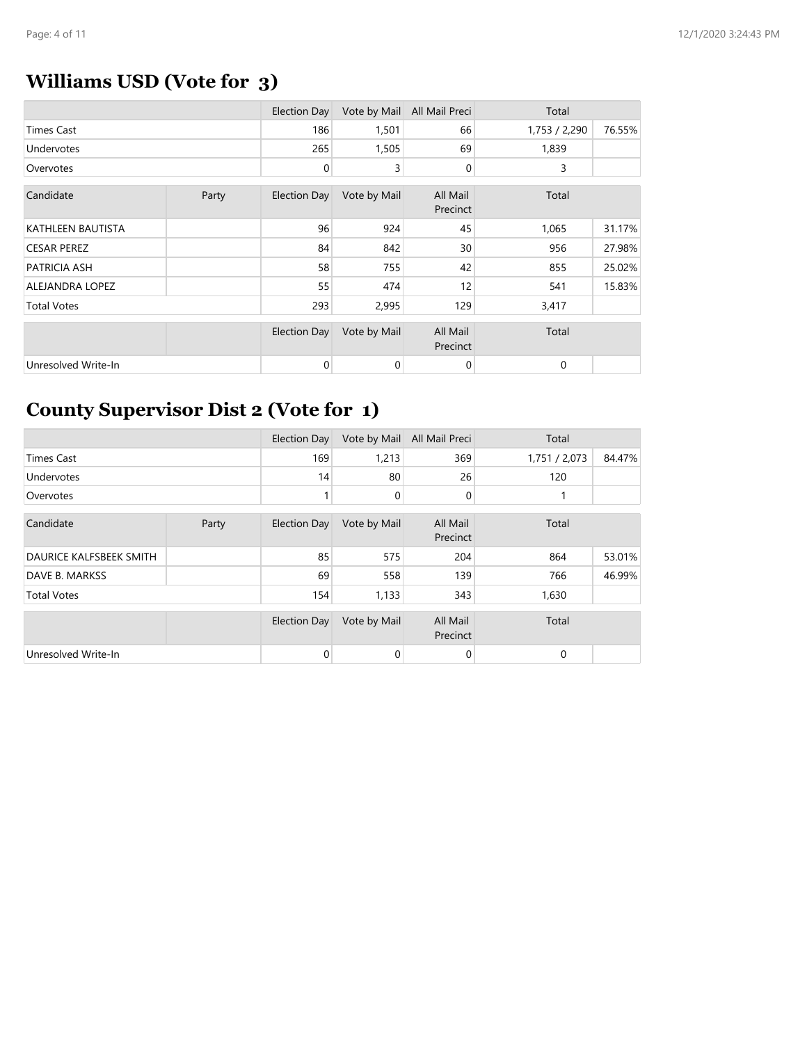## Williams USD (Vote for 3)

| | Election Day | Vote by Mail | All Mail Preci | Total | |
|---|---|---|---|---|---|
| Times Cast | 186 | 1,501 | 66 | 1,753 / 2,290 | 76.55% |
| Undervotes | 265 | 1,505 | 69 | 1,839 | |
| Overvotes | 0 | 3 | 0 | 3 | |

| Candidate | Party | Election Day | Vote by Mail | All Mail Precinct | Total | |
|---|---|---|---|---|---|---|
| KATHLEEN BAUTISTA | | 96 | 924 | 45 | 1,065 | 31.17% |
| CESAR PEREZ | | 84 | 842 | 30 | 956 | 27.98% |
| PATRICIA ASH | | 58 | 755 | 42 | 855 | 25.02% |
| ALEJANDRA LOPEZ | | 55 | 474 | 12 | 541 | 15.83% |
| Total Votes | | 293 | 2,995 | 129 | 3,417 | |

| | | Election Day | Vote by Mail | All Mail Precinct | Total | |
|---|---|---|---|---|---|---|
| Unresolved Write-In | | 0 | 0 | 0 | 0 | |

## County Supervisor Dist 2 (Vote for 1)

| | Election Day | Vote by Mail | All Mail Preci | Total | |
|---|---|---|---|---|---|
| Times Cast | 169 | 1,213 | 369 | 1,751 / 2,073 | 84.47% |
| Undervotes | 14 | 80 | 26 | 120 | |
| Overvotes | 1 | 0 | 0 | 1 | |

| Candidate | Party | Election Day | Vote by Mail | All Mail Precinct | Total | |
|---|---|---|---|---|---|---|
| DAURICE KALFSBEEK SMITH | | 85 | 575 | 204 | 864 | 53.01% |
| DAVE B. MARKSS | | 69 | 558 | 139 | 766 | 46.99% |
| Total Votes | | 154 | 1,133 | 343 | 1,630 | |

| | | Election Day | Vote by Mail | All Mail Precinct | Total | |
|---|---|---|---|---|---|---|
| Unresolved Write-In | | 0 | 0 | 0 | 0 | |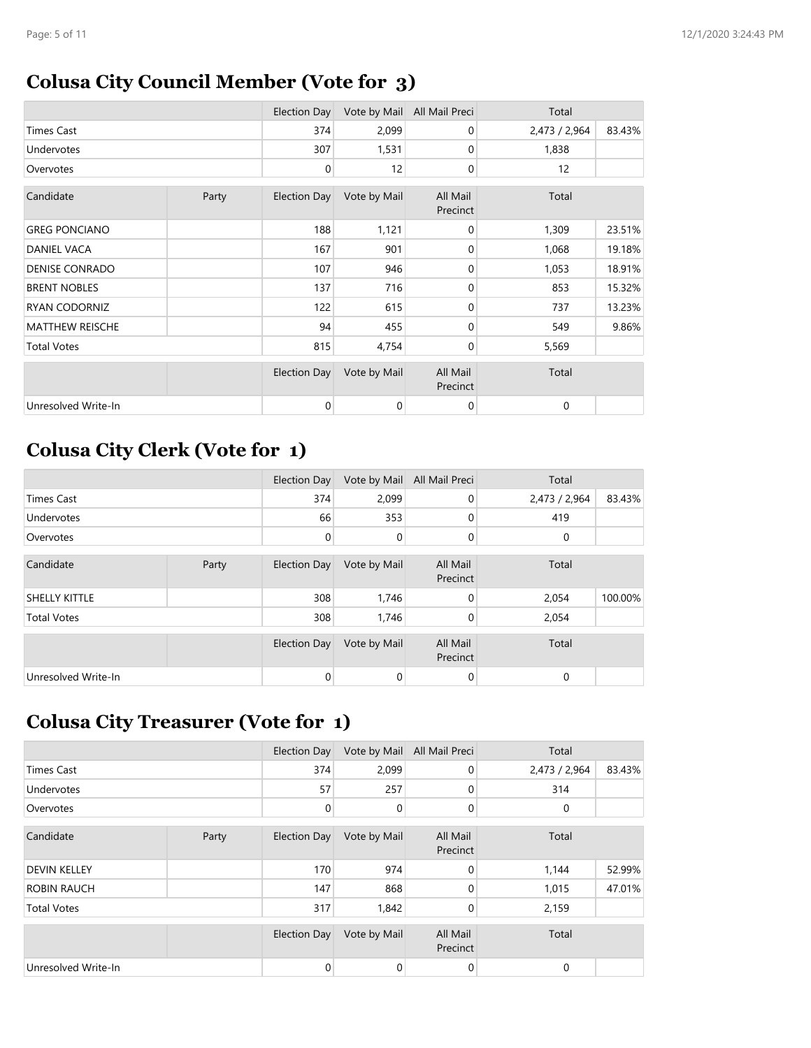## Colusa City Council Member (Vote for 3)

| | | Election Day | Vote by Mail | All Mail Preci | Total | |
|---|---|---|---|---|---|---|
| Times Cast | | 374 | 2,099 | 0 | 2,473 / 2,964 | 83.43% |
| Undervotes | | 307 | 1,531 | 0 | 1,838 | |
| Overvotes | | 0 | 12 | 0 | 12 | |

| Candidate | Party | Election Day | Vote by Mail | All Mail Precinct | Total | |
|---|---|---|---|---|---|---|
| GREG PONCIANO | | 188 | 1,121 | 0 | 1,309 | 23.51% |
| DANIEL VACA | | 167 | 901 | 0 | 1,068 | 19.18% |
| DENISE CONRADO | | 107 | 946 | 0 | 1,053 | 18.91% |
| BRENT NOBLES | | 137 | 716 | 0 | 853 | 15.32% |
| RYAN CODORNIZ | | 122 | 615 | 0 | 737 | 13.23% |
| MATTHEW REISCHE | | 94 | 455 | 0 | 549 | 9.86% |
| Total Votes | | 815 | 4,754 | 0 | 5,569 | |

| | | Election Day | Vote by Mail | All Mail Precinct | Total | |
|---|---|---|---|---|---|---|
| Unresolved Write-In | | 0 | 0 | 0 | 0 | |

## Colusa City Clerk (Vote for 1)

| | | Election Day | Vote by Mail | All Mail Preci | Total | |
|---|---|---|---|---|---|---|
| Times Cast | | 374 | 2,099 | 0 | 2,473 / 2,964 | 83.43% |
| Undervotes | | 66 | 353 | 0 | 419 | |
| Overvotes | | 0 | 0 | 0 | 0 | |

| Candidate | Party | Election Day | Vote by Mail | All Mail Precinct | Total | |
|---|---|---|---|---|---|---|
| SHELLY KITTLE | | 308 | 1,746 | 0 | 2,054 | 100.00% |
| Total Votes | | 308 | 1,746 | 0 | 2,054 | |

| | | Election Day | Vote by Mail | All Mail Precinct | Total | |
|---|---|---|---|---|---|---|
| Unresolved Write-In | | 0 | 0 | 0 | 0 | |

## Colusa City Treasurer (Vote for 1)

| | | Election Day | Vote by Mail | All Mail Preci | Total | |
|---|---|---|---|---|---|---|
| Times Cast | | 374 | 2,099 | 0 | 2,473 / 2,964 | 83.43% |
| Undervotes | | 57 | 257 | 0 | 314 | |
| Overvotes | | 0 | 0 | 0 | 0 | |

| Candidate | Party | Election Day | Vote by Mail | All Mail Precinct | Total | |
|---|---|---|---|---|---|---|
| DEVIN KELLEY | | 170 | 974 | 0 | 1,144 | 52.99% |
| ROBIN RAUCH | | 147 | 868 | 0 | 1,015 | 47.01% |
| Total Votes | | 317 | 1,842 | 0 | 2,159 | |

| | | Election Day | Vote by Mail | All Mail Precinct | Total | |
|---|---|---|---|---|---|---|
| Unresolved Write-In | | 0 | 0 | 0 | 0 | |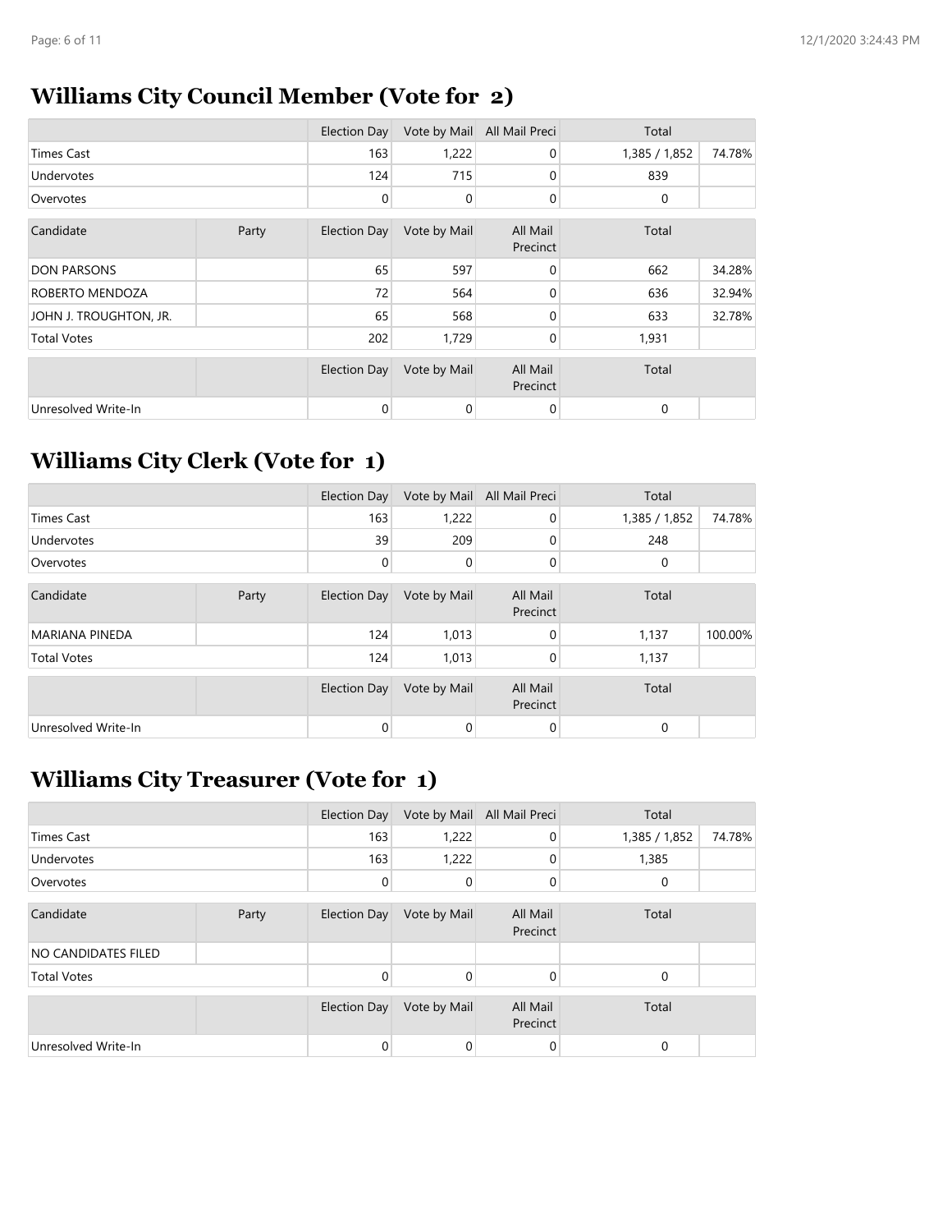## Williams City Council Member (Vote for 2)

| | | Election Day | Vote by Mail | All Mail Preci | Total | |
|---|---|---|---|---|---|---|
| Times Cast | | 163 | 1,222 | 0 | 1,385 / 1,852 | 74.78% |
| Undervotes | | 124 | 715 | 0 | 839 | |
| Overvotes | | 0 | 0 | 0 | 0 | |

| Candidate | Party | Election Day | Vote by Mail | All Mail Precinct | Total | |
|---|---|---|---|---|---|---|
| DON PARSONS | | 65 | 597 | 0 | 662 | 34.28% |
| ROBERTO MENDOZA | | 72 | 564 | 0 | 636 | 32.94% |
| JOHN J. TROUGHTON, JR. | | 65 | 568 | 0 | 633 | 32.78% |
| Total Votes | | 202 | 1,729 | 0 | 1,931 | |

| | | Election Day | Vote by Mail | All Mail Precinct | Total | |
|---|---|---|---|---|---|---|
| Unresolved Write-In | | 0 | 0 | 0 | 0 | |

## Williams City Clerk (Vote for 1)

| | | Election Day | Vote by Mail | All Mail Preci | Total | |
|---|---|---|---|---|---|---|
| Times Cast | | 163 | 1,222 | 0 | 1,385 / 1,852 | 74.78% |
| Undervotes | | 39 | 209 | 0 | 248 | |
| Overvotes | | 0 | 0 | 0 | 0 | |

| Candidate | Party | Election Day | Vote by Mail | All Mail Precinct | Total | |
|---|---|---|---|---|---|---|
| MARIANA PINEDA | | 124 | 1,013 | 0 | 1,137 | 100.00% |
| Total Votes | | 124 | 1,013 | 0 | 1,137 | |

| | | Election Day | Vote by Mail | All Mail Precinct | Total | |
|---|---|---|---|---|---|---|
| Unresolved Write-In | | 0 | 0 | 0 | 0 | |

## Williams City Treasurer (Vote for 1)

| | | Election Day | Vote by Mail | All Mail Preci | Total | |
|---|---|---|---|---|---|---|
| Times Cast | | 163 | 1,222 | 0 | 1,385 / 1,852 | 74.78% |
| Undervotes | | 163 | 1,222 | 0 | 1,385 | |
| Overvotes | | 0 | 0 | 0 | 0 | |

| Candidate | Party | Election Day | Vote by Mail | All Mail Precinct | Total | |
|---|---|---|---|---|---|---|
| NO CANDIDATES FILED | | | | | | |
| Total Votes | | 0 | 0 | 0 | 0 | |

| | | Election Day | Vote by Mail | All Mail Precinct | Total | |
|---|---|---|---|---|---|---|
| Unresolved Write-In | | 0 | 0 | 0 | 0 | |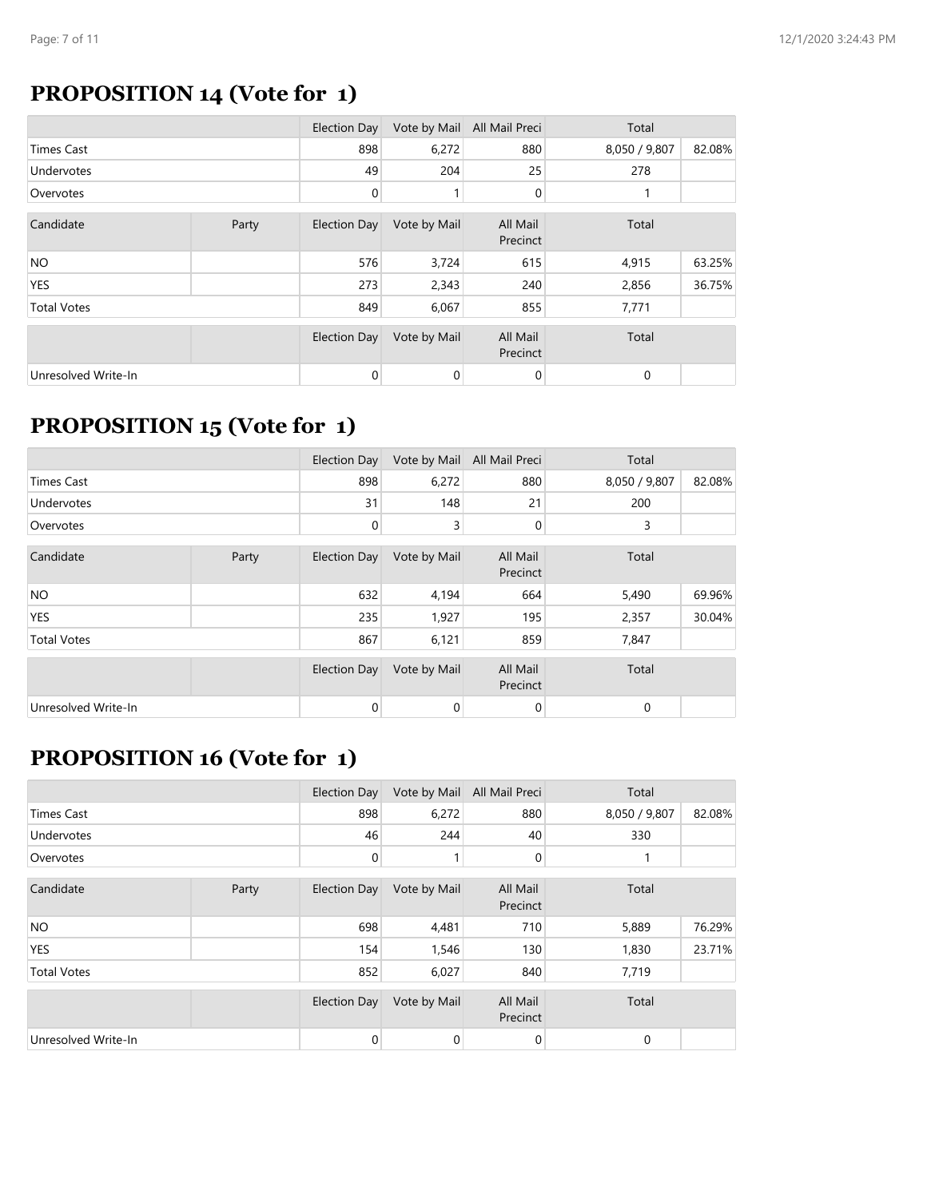## PROPOSITION 14 (Vote for 1)

| | Election Day | Vote by Mail | All Mail Preci | Total | |
|---|---|---|---|---|---|
| Times Cast | 898 | 6,272 | 880 | 8,050 / 9,807 | 82.08% |
| Undervotes | 49 | 204 | 25 | 278 | |
| Overvotes | 0 | 1 | 0 | 1 | |

| Candidate | Party | Election Day | Vote by Mail | All Mail Precinct | Total | |
|---|---|---|---|---|---|---|
| NO | | 576 | 3,724 | 615 | 4,915 | 63.25% |
| YES | | 273 | 2,343 | 240 | 2,856 | 36.75% |
| Total Votes | | 849 | 6,067 | 855 | 7,771 | |

| | | Election Day | Vote by Mail | All Mail Precinct | Total | |
|---|---|---|---|---|---|---|
| Unresolved Write-In | | 0 | 0 | 0 | 0 | |

## PROPOSITION 15 (Vote for 1)

| | Election Day | Vote by Mail | All Mail Preci | Total | |
|---|---|---|---|---|---|
| Times Cast | 898 | 6,272 | 880 | 8,050 / 9,807 | 82.08% |
| Undervotes | 31 | 148 | 21 | 200 | |
| Overvotes | 0 | 3 | 0 | 3 | |

| Candidate | Party | Election Day | Vote by Mail | All Mail Precinct | Total | |
|---|---|---|---|---|---|---|
| NO | | 632 | 4,194 | 664 | 5,490 | 69.96% |
| YES | | 235 | 1,927 | 195 | 2,357 | 30.04% |
| Total Votes | | 867 | 6,121 | 859 | 7,847 | |

| | | Election Day | Vote by Mail | All Mail Precinct | Total | |
|---|---|---|---|---|---|---|
| Unresolved Write-In | | 0 | 0 | 0 | 0 | |

## PROPOSITION 16 (Vote for 1)

| | Election Day | Vote by Mail | All Mail Preci | Total | |
|---|---|---|---|---|---|
| Times Cast | 898 | 6,272 | 880 | 8,050 / 9,807 | 82.08% |
| Undervotes | 46 | 244 | 40 | 330 | |
| Overvotes | 0 | 1 | 0 | 1 | |

| Candidate | Party | Election Day | Vote by Mail | All Mail Precinct | Total | |
|---|---|---|---|---|---|---|
| NO | | 698 | 4,481 | 710 | 5,889 | 76.29% |
| YES | | 154 | 1,546 | 130 | 1,830 | 23.71% |
| Total Votes | | 852 | 6,027 | 840 | 7,719 | |

| | | Election Day | Vote by Mail | All Mail Precinct | Total | |
|---|---|---|---|---|---|---|
| Unresolved Write-In | | 0 | 0 | 0 | 0 | |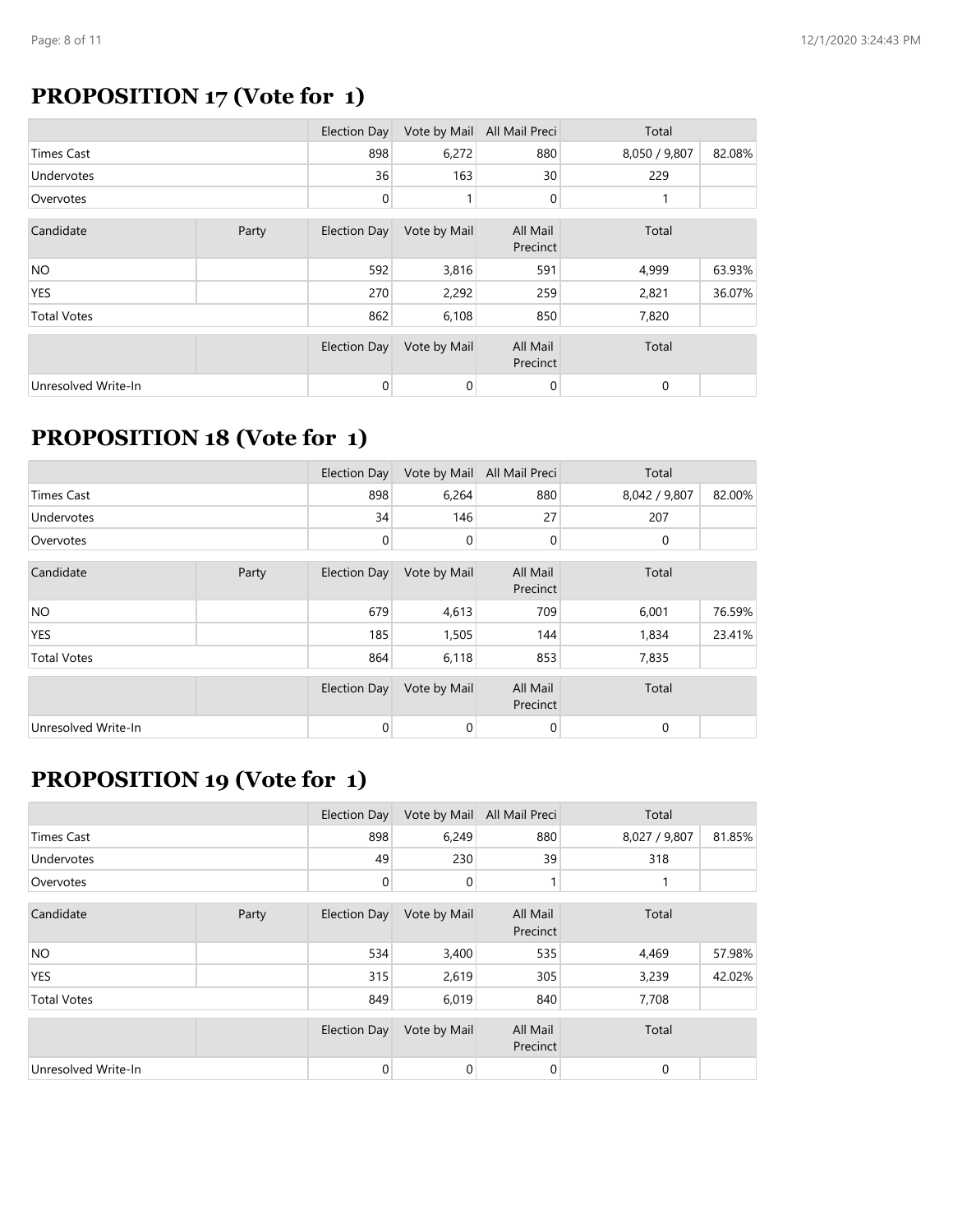## PROPOSITION 17 (Vote for 1)

| | | Election Day | Vote by Mail | All Mail Preci | Total | |
|---|---|---|---|---|---|---|
| Times Cast | | 898 | 6,272 | 880 | 8,050 / 9,807 | 82.08% |
| Undervotes | | 36 | 163 | 30 | 229 | |
| Overvotes | | 0 | 1 | 0 | 1 | |

| Candidate | Party | Election Day | Vote by Mail | All Mail Precinct | Total | |
|---|---|---|---|---|---|---|
| NO | | 592 | 3,816 | 591 | 4,999 | 63.93% |
| YES | | 270 | 2,292 | 259 | 2,821 | 36.07% |
| Total Votes | | 862 | 6,108 | 850 | 7,820 | |

| | | Election Day | Vote by Mail | All Mail Precinct | Total | |
|---|---|---|---|---|---|---|
| Unresolved Write-In | | 0 | 0 | 0 | 0 | |

## PROPOSITION 18 (Vote for 1)

| | | Election Day | Vote by Mail | All Mail Preci | Total | |
|---|---|---|---|---|---|---|
| Times Cast | | 898 | 6,264 | 880 | 8,042 / 9,807 | 82.00% |
| Undervotes | | 34 | 146 | 27 | 207 | |
| Overvotes | | 0 | 0 | 0 | 0 | |

| Candidate | Party | Election Day | Vote by Mail | All Mail Precinct | Total | |
|---|---|---|---|---|---|---|
| NO | | 679 | 4,613 | 709 | 6,001 | 76.59% |
| YES | | 185 | 1,505 | 144 | 1,834 | 23.41% |
| Total Votes | | 864 | 6,118 | 853 | 7,835 | |

| | | Election Day | Vote by Mail | All Mail Precinct | Total | |
|---|---|---|---|---|---|---|
| Unresolved Write-In | | 0 | 0 | 0 | 0 | |

## PROPOSITION 19 (Vote for 1)

| | | Election Day | Vote by Mail | All Mail Preci | Total | |
|---|---|---|---|---|---|---|
| Times Cast | | 898 | 6,249 | 880 | 8,027 / 9,807 | 81.85% |
| Undervotes | | 49 | 230 | 39 | 318 | |
| Overvotes | | 0 | 0 | 1 | 1 | |

| Candidate | Party | Election Day | Vote by Mail | All Mail Precinct | Total | |
|---|---|---|---|---|---|---|
| NO | | 534 | 3,400 | 535 | 4,469 | 57.98% |
| YES | | 315 | 2,619 | 305 | 3,239 | 42.02% |
| Total Votes | | 849 | 6,019 | 840 | 7,708 | |

| | | Election Day | Vote by Mail | All Mail Precinct | Total | |
|---|---|---|---|---|---|---|
| Unresolved Write-In | | 0 | 0 | 0 | 0 | |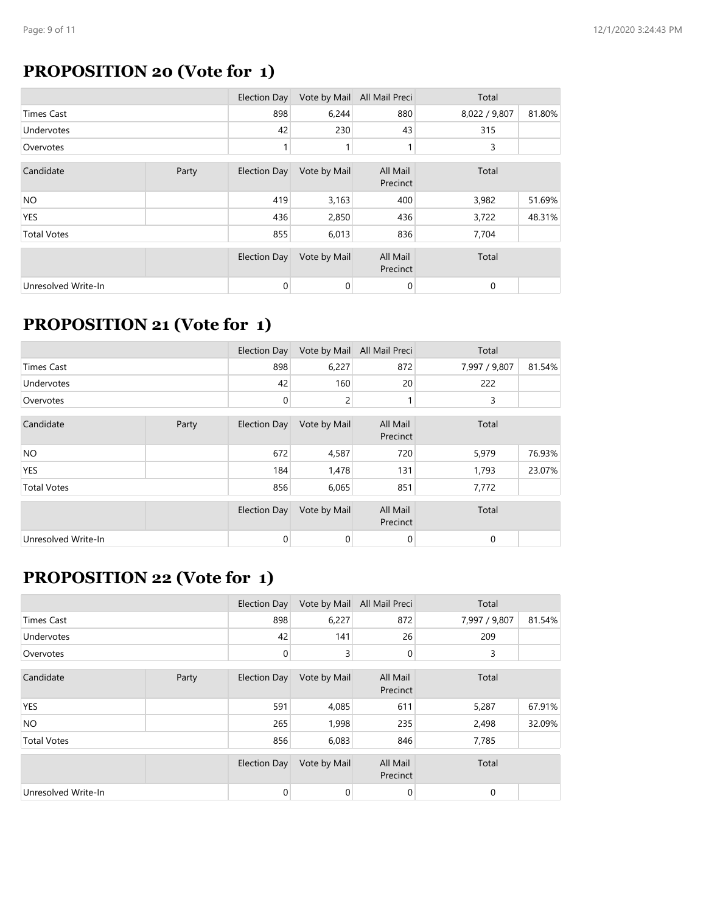## PROPOSITION 20 (Vote for 1)

| | | Election Day | Vote by Mail | All Mail Preci | Total | |
|---|---|---|---|---|---|---|
| Times Cast | | 898 | 6,244 | 880 | 8,022 / 9,807 | 81.80% |
| Undervotes | | 42 | 230 | 43 | 315 | |
| Overvotes | | 1 | 1 | 1 | 3 | |

| Candidate | Party | Election Day | Vote by Mail | All Mail Precinct | Total | |
|---|---|---|---|---|---|---|
| NO | | 419 | 3,163 | 400 | 3,982 | 51.69% |
| YES | | 436 | 2,850 | 436 | 3,722 | 48.31% |
| Total Votes | | 855 | 6,013 | 836 | 7,704 | |

| | | Election Day | Vote by Mail | All Mail Precinct | Total | |
|---|---|---|---|---|---|---|
| Unresolved Write-In | | 0 | 0 | 0 | 0 | |

## PROPOSITION 21 (Vote for 1)

| | | Election Day | Vote by Mail | All Mail Preci | Total | |
|---|---|---|---|---|---|---|
| Times Cast | | 898 | 6,227 | 872 | 7,997 / 9,807 | 81.54% |
| Undervotes | | 42 | 160 | 20 | 222 | |
| Overvotes | | 0 | 2 | 1 | 3 | |

| Candidate | Party | Election Day | Vote by Mail | All Mail Precinct | Total | |
|---|---|---|---|---|---|---|
| NO | | 672 | 4,587 | 720 | 5,979 | 76.93% |
| YES | | 184 | 1,478 | 131 | 1,793 | 23.07% |
| Total Votes | | 856 | 6,065 | 851 | 7,772 | |

| | | Election Day | Vote by Mail | All Mail Precinct | Total | |
|---|---|---|---|---|---|---|
| Unresolved Write-In | | 0 | 0 | 0 | 0 | |

## PROPOSITION 22 (Vote for 1)

| | | Election Day | Vote by Mail | All Mail Preci | Total | |
|---|---|---|---|---|---|---|
| Times Cast | | 898 | 6,227 | 872 | 7,997 / 9,807 | 81.54% |
| Undervotes | | 42 | 141 | 26 | 209 | |
| Overvotes | | 0 | 3 | 0 | 3 | |

| Candidate | Party | Election Day | Vote by Mail | All Mail Precinct | Total | |
|---|---|---|---|---|---|---|
| YES | | 591 | 4,085 | 611 | 5,287 | 67.91% |
| NO | | 265 | 1,998 | 235 | 2,498 | 32.09% |
| Total Votes | | 856 | 6,083 | 846 | 7,785 | |

| | | Election Day | Vote by Mail | All Mail Precinct | Total | |
|---|---|---|---|---|---|---|
| Unresolved Write-In | | 0 | 0 | 0 | 0 | |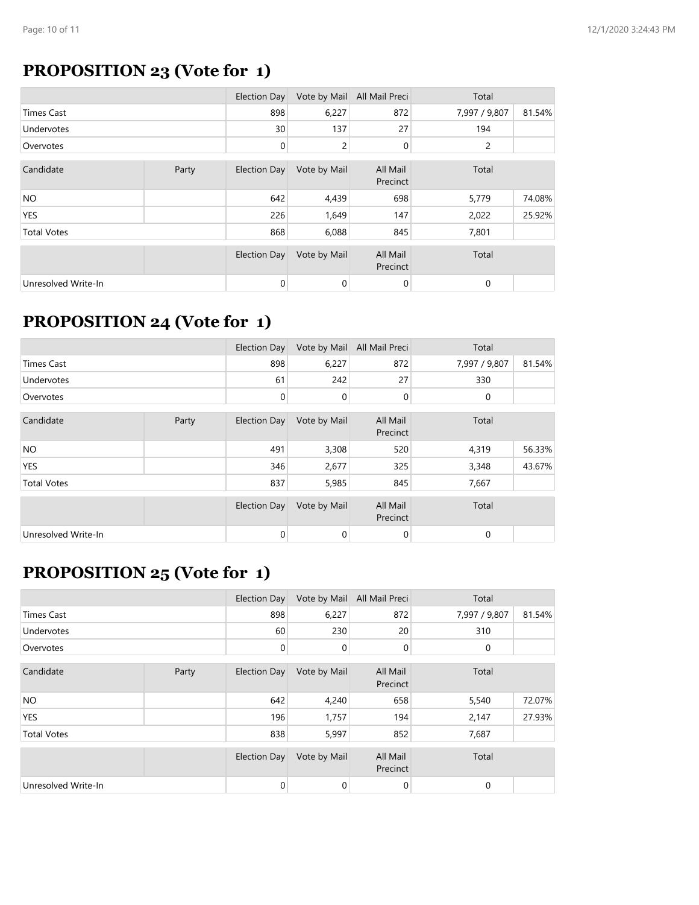## PROPOSITION 23 (Vote for 1)

| | | Election Day | Vote by Mail | All Mail Preci | Total | |
|---|---|---|---|---|---|---|
| Times Cast | | 898 | 6,227 | 872 | 7,997 / 9,807 | 81.54% |
| Undervotes | | 30 | 137 | 27 | 194 | |
| Overvotes | | 0 | 2 | 0 | 2 | |

| Candidate | Party | Election Day | Vote by Mail | All Mail Precinct | Total | |
|---|---|---|---|---|---|---|
| NO | | 642 | 4,439 | 698 | 5,779 | 74.08% |
| YES | | 226 | 1,649 | 147 | 2,022 | 25.92% |
| Total Votes | | 868 | 6,088 | 845 | 7,801 | |

| | | Election Day | Vote by Mail | All Mail Precinct | Total | |
|---|---|---|---|---|---|---|
| Unresolved Write-In | | 0 | 0 | 0 | 0 | |

## PROPOSITION 24 (Vote for 1)

| | | Election Day | Vote by Mail | All Mail Preci | Total | |
|---|---|---|---|---|---|---|
| Times Cast | | 898 | 6,227 | 872 | 7,997 / 9,807 | 81.54% |
| Undervotes | | 61 | 242 | 27 | 330 | |
| Overvotes | | 0 | 0 | 0 | 0 | |

| Candidate | Party | Election Day | Vote by Mail | All Mail Precinct | Total | |
|---|---|---|---|---|---|---|
| NO | | 491 | 3,308 | 520 | 4,319 | 56.33% |
| YES | | 346 | 2,677 | 325 | 3,348 | 43.67% |
| Total Votes | | 837 | 5,985 | 845 | 7,667 | |

| | | Election Day | Vote by Mail | All Mail Precinct | Total | |
|---|---|---|---|---|---|---|
| Unresolved Write-In | | 0 | 0 | 0 | 0 | |

## PROPOSITION 25 (Vote for 1)

| | | Election Day | Vote by Mail | All Mail Preci | Total | |
|---|---|---|---|---|---|---|
| Times Cast | | 898 | 6,227 | 872 | 7,997 / 9,807 | 81.54% |
| Undervotes | | 60 | 230 | 20 | 310 | |
| Overvotes | | 0 | 0 | 0 | 0 | |

| Candidate | Party | Election Day | Vote by Mail | All Mail Precinct | Total | |
|---|---|---|---|---|---|---|
| NO | | 642 | 4,240 | 658 | 5,540 | 72.07% |
| YES | | 196 | 1,757 | 194 | 2,147 | 27.93% |
| Total Votes | | 838 | 5,997 | 852 | 7,687 | |

| | | Election Day | Vote by Mail | All Mail Precinct | Total | |
|---|---|---|---|---|---|---|
| Unresolved Write-In | | 0 | 0 | 0 | 0 | |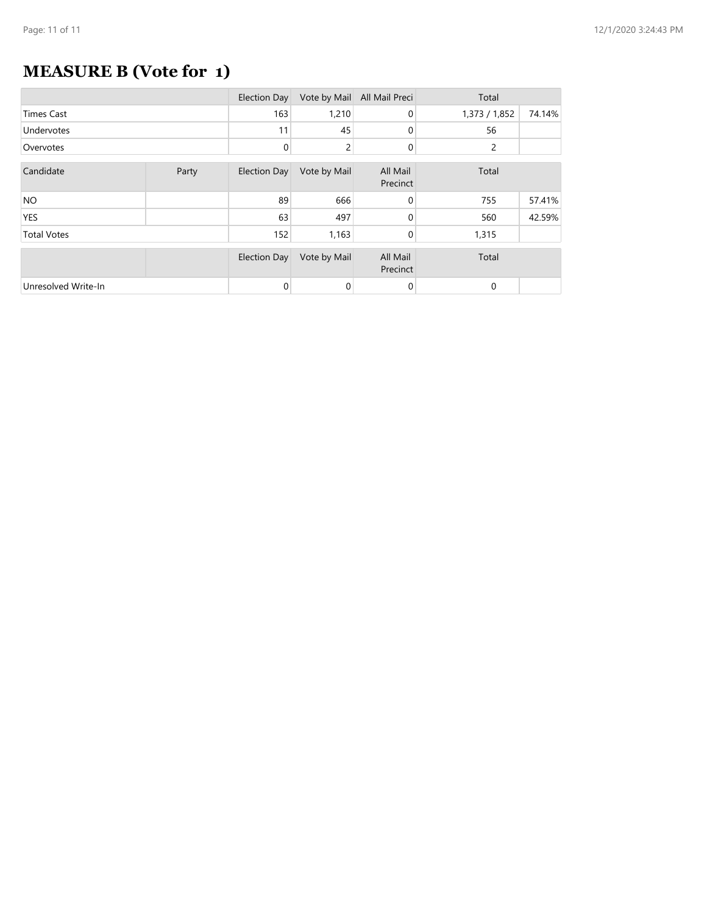# MEASURE B (Vote for 1)

| | | Election Day | Vote by Mail | All Mail Preci | Total | |
|---|---|---|---|---|---|---|
| Times Cast | | 163 | 1,210 | 0 | 1,373 / 1,852 | 74.14% |
| Undervotes | | 11 | 45 | 0 | 56 | |
| Overvotes | | 0 | 2 | 0 | 2 | |

| Candidate | Party | Election Day | Vote by Mail | All Mail Precinct | Total | |
|---|---|---|---|---|---|---|
| NO | | 89 | 666 | 0 | 755 | 57.41% |
| YES | | 63 | 497 | 0 | 560 | 42.59% |
| Total Votes | | 152 | 1,163 | 0 | 1,315 | |

| | | Election Day | Vote by Mail | All Mail Precinct | Total | |
|---|---|---|---|---|---|---|
| Unresolved Write-In | | 0 | 0 | 0 | 0 | |